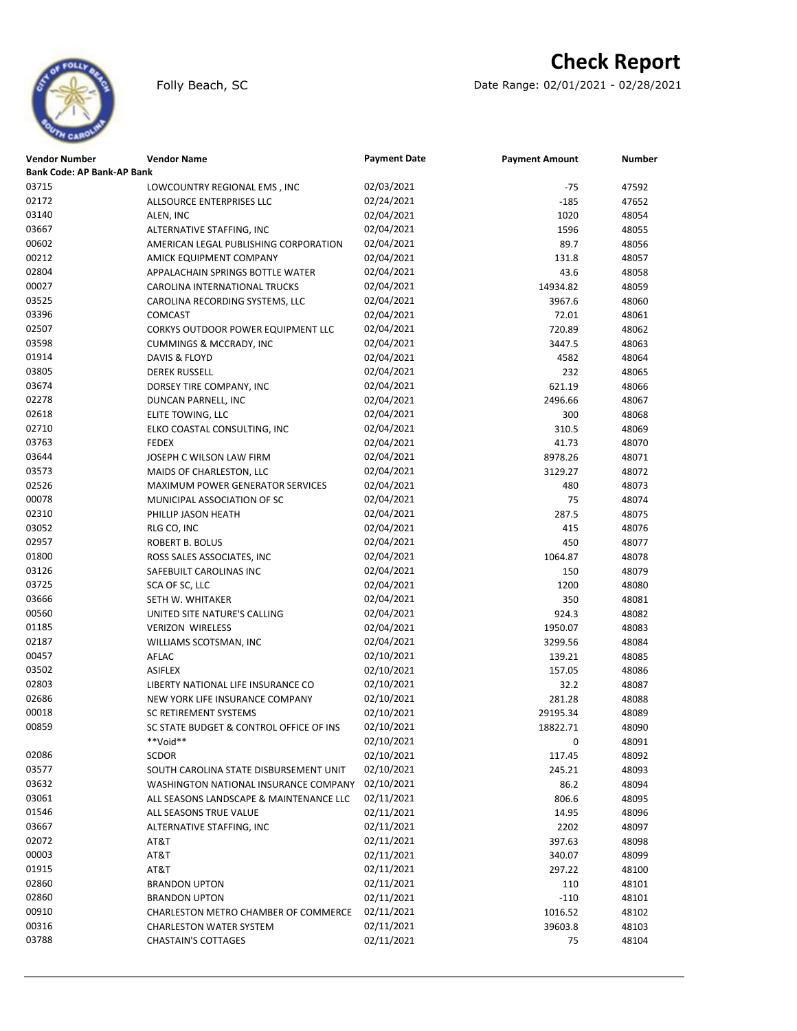# Check Report

Folly Beach, SC

Date Range: 02/01/2021 - 02/28/2021

| Vendor Number | Vendor Name | Payment Date | Payment Amount | Number |
|---|---|---|---|---|
| **Bank Code: AP Bank-AP Bank** | | | | |
| 03715 | LOWCOUNTRY REGIONAL EMS , INC | 02/03/2021 | -75 | 47592 |
| 02172 | ALLSOURCE ENTERPRISES LLC | 02/24/2021 | -185 | 47652 |
| 03140 | ALEN, INC | 02/04/2021 | 1020 | 48054 |
| 03667 | ALTERNATIVE STAFFING, INC | 02/04/2021 | 1596 | 48055 |
| 00602 | AMERICAN LEGAL PUBLISHING CORPORATION | 02/04/2021 | 89.7 | 48056 |
| 00212 | AMICK EQUIPMENT COMPANY | 02/04/2021 | 131.8 | 48057 |
| 02804 | APPALACHAIN SPRINGS BOTTLE WATER | 02/04/2021 | 43.6 | 48058 |
| 00027 | CAROLINA INTERNATIONAL TRUCKS | 02/04/2021 | 14934.82 | 48059 |
| 03525 | CAROLINA RECORDING SYSTEMS, LLC | 02/04/2021 | 3967.6 | 48060 |
| 03396 | COMCAST | 02/04/2021 | 72.01 | 48061 |
| 02507 | CORKYS OUTDOOR POWER EQUIPMENT LLC | 02/04/2021 | 720.89 | 48062 |
| 03598 | CUMMINGS & MCCRADY, INC | 02/04/2021 | 3447.5 | 48063 |
| 01914 | DAVIS & FLOYD | 02/04/2021 | 4582 | 48064 |
| 03805 | DEREK RUSSELL | 02/04/2021 | 232 | 48065 |
| 03674 | DORSEY TIRE COMPANY, INC | 02/04/2021 | 621.19 | 48066 |
| 02278 | DUNCAN PARNELL, INC | 02/04/2021 | 2496.66 | 48067 |
| 02618 | ELITE TOWING, LLC | 02/04/2021 | 300 | 48068 |
| 02710 | ELKO COASTAL CONSULTING, INC | 02/04/2021 | 310.5 | 48069 |
| 03763 | FEDEX | 02/04/2021 | 41.73 | 48070 |
| 03644 | JOSEPH C WILSON LAW FIRM | 02/04/2021 | 8978.26 | 48071 |
| 03573 | MAIDS OF CHARLESTON, LLC | 02/04/2021 | 3129.27 | 48072 |
| 02526 | MAXIMUM POWER GENERATOR SERVICES | 02/04/2021 | 480 | 48073 |
| 00078 | MUNICIPAL ASSOCIATION OF SC | 02/04/2021 | 75 | 48074 |
| 02310 | PHILLIP JASON HEATH | 02/04/2021 | 287.5 | 48075 |
| 03052 | RLG CO, INC | 02/04/2021 | 415 | 48076 |
| 02957 | ROBERT B. BOLUS | 02/04/2021 | 450 | 48077 |
| 01800 | ROSS SALES ASSOCIATES, INC | 02/04/2021 | 1064.87 | 48078 |
| 03126 | SAFEBUILT CAROLINAS INC | 02/04/2021 | 150 | 48079 |
| 03725 | SCA OF SC, LLC | 02/04/2021 | 1200 | 48080 |
| 03666 | SETH W. WHITAKER | 02/04/2021 | 350 | 48081 |
| 00560 | UNITED SITE NATURE'S CALLING | 02/04/2021 | 924.3 | 48082 |
| 01185 | VERIZON WIRELESS | 02/04/2021 | 1950.07 | 48083 |
| 02187 | WILLIAMS SCOTSMAN, INC | 02/04/2021 | 3299.56 | 48084 |
| 00457 | AFLAC | 02/10/2021 | 139.21 | 48085 |
| 03502 | ASIFLEX | 02/10/2021 | 157.05 | 48086 |
| 02803 | LIBERTY NATIONAL LIFE INSURANCE CO | 02/10/2021 | 32.2 | 48087 |
| 02686 | NEW YORK LIFE INSURANCE COMPANY | 02/10/2021 | 281.28 | 48088 |
| 00018 | SC RETIREMENT SYSTEMS | 02/10/2021 | 29195.34 | 48089 |
| 00859 | SC STATE BUDGET & CONTROL OFFICE OF INS | 02/10/2021 | 18822.71 | 48090 |
| | **Void** | 02/10/2021 | 0 | 48091 |
| 02086 | SCDOR | 02/10/2021 | 117.45 | 48092 |
| 03577 | SOUTH CAROLINA STATE DISBURSEMENT UNIT | 02/10/2021 | 245.21 | 48093 |
| 03632 | WASHINGTON NATIONAL INSURANCE COMPANY | 02/10/2021 | 86.2 | 48094 |
| 03061 | ALL SEASONS LANDSCAPE & MAINTENANCE LLC | 02/11/2021 | 806.6 | 48095 |
| 01546 | ALL SEASONS TRUE VALUE | 02/11/2021 | 14.95 | 48096 |
| 03667 | ALTERNATIVE STAFFING, INC | 02/11/2021 | 2202 | 48097 |
| 02072 | AT&T | 02/11/2021 | 397.63 | 48098 |
| 00003 | AT&T | 02/11/2021 | 340.07 | 48099 |
| 01915 | AT&T | 02/11/2021 | 297.22 | 48100 |
| 02860 | BRANDON UPTON | 02/11/2021 | 110 | 48101 |
| 02860 | BRANDON UPTON | 02/11/2021 | -110 | 48101 |
| 00910 | CHARLESTON METRO CHAMBER OF COMMERCE | 02/11/2021 | 1016.52 | 48102 |
| 00316 | CHARLESTON WATER SYSTEM | 02/11/2021 | 39603.8 | 48103 |
| 03788 | CHASTAIN'S COTTAGES | 02/11/2021 | 75 | 48104 |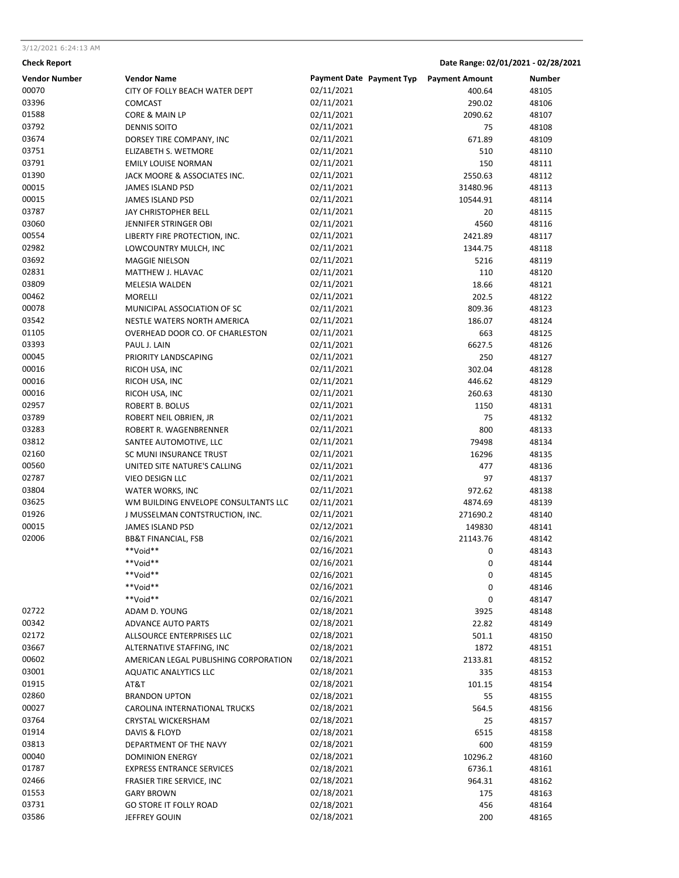3/12/2021 6:24:13 AM

**Check Report** — Date Range: 02/01/2021 - 02/28/2021

| Vendor Number | Vendor Name | Payment Date | Payment Type | Payment Amount | Number |
|---|---|---|---|---|---|
| 00070 | CITY OF FOLLY BEACH WATER DEPT | 02/11/2021 | | 400.64 | 48105 |
| 03396 | COMCAST | 02/11/2021 | | 290.02 | 48106 |
| 01588 | CORE & MAIN LP | 02/11/2021 | | 2090.62 | 48107 |
| 03792 | DENNIS SOITO | 02/11/2021 | | 75 | 48108 |
| 03674 | DORSEY TIRE COMPANY, INC | 02/11/2021 | | 671.89 | 48109 |
| 03751 | ELIZABETH S. WETMORE | 02/11/2021 | | 510 | 48110 |
| 03791 | EMILY LOUISE NORMAN | 02/11/2021 | | 150 | 48111 |
| 01390 | JACK MOORE & ASSOCIATES INC. | 02/11/2021 | | 2550.63 | 48112 |
| 00015 | JAMES ISLAND PSD | 02/11/2021 | | 31480.96 | 48113 |
| 00015 | JAMES ISLAND PSD | 02/11/2021 | | 10544.91 | 48114 |
| 03787 | JAY CHRISTOPHER BELL | 02/11/2021 | | 20 | 48115 |
| 03060 | JENNIFER STRINGER OBI | 02/11/2021 | | 4560 | 48116 |
| 00554 | LIBERTY FIRE PROTECTION, INC. | 02/11/2021 | | 2421.89 | 48117 |
| 02982 | LOWCOUNTRY MULCH, INC | 02/11/2021 | | 1344.75 | 48118 |
| 03692 | MAGGIE NIELSON | 02/11/2021 | | 5216 | 48119 |
| 02831 | MATTHEW J. HLAVAC | 02/11/2021 | | 110 | 48120 |
| 03809 | MELESIA WALDEN | 02/11/2021 | | 18.66 | 48121 |
| 00462 | MORELLI | 02/11/2021 | | 202.5 | 48122 |
| 00078 | MUNICIPAL ASSOCIATION OF SC | 02/11/2021 | | 809.36 | 48123 |
| 03542 | NESTLE WATERS NORTH AMERICA | 02/11/2021 | | 186.07 | 48124 |
| 01105 | OVERHEAD DOOR CO. OF CHARLESTON | 02/11/2021 | | 663 | 48125 |
| 03393 | PAUL J. LAIN | 02/11/2021 | | 6627.5 | 48126 |
| 00045 | PRIORITY LANDSCAPING | 02/11/2021 | | 250 | 48127 |
| 00016 | RICOH USA, INC | 02/11/2021 | | 302.04 | 48128 |
| 00016 | RICOH USA, INC | 02/11/2021 | | 446.62 | 48129 |
| 00016 | RICOH USA, INC | 02/11/2021 | | 260.63 | 48130 |
| 02957 | ROBERT B. BOLUS | 02/11/2021 | | 1150 | 48131 |
| 03789 | ROBERT NEIL OBRIEN, JR | 02/11/2021 | | 75 | 48132 |
| 03283 | ROBERT R. WAGENBRENNER | 02/11/2021 | | 800 | 48133 |
| 03812 | SANTEE AUTOMOTIVE, LLC | 02/11/2021 | | 79498 | 48134 |
| 02160 | SC MUNI INSURANCE TRUST | 02/11/2021 | | 16296 | 48135 |
| 00560 | UNITED SITE NATURE'S CALLING | 02/11/2021 | | 477 | 48136 |
| 02787 | VIEO DESIGN LLC | 02/11/2021 | | 97 | 48137 |
| 03804 | WATER WORKS, INC | 02/11/2021 | | 972.62 | 48138 |
| 03625 | WM BUILDING ENVELOPE CONSULTANTS LLC | 02/11/2021 | | 4874.69 | 48139 |
| 01926 | J MUSSELMAN CONTSTRUCTION, INC. | 02/11/2021 | | 271690.2 | 48140 |
| 00015 | JAMES ISLAND PSD | 02/12/2021 | | 149830 | 48141 |
| 02006 | BB&T FINANCIAL, FSB | 02/16/2021 | | 21143.76 | 48142 |
| | **Void** | 02/16/2021 | | 0 | 48143 |
| | **Void** | 02/16/2021 | | 0 | 48144 |
| | **Void** | 02/16/2021 | | 0 | 48145 |
| | **Void** | 02/16/2021 | | 0 | 48146 |
| | **Void** | 02/16/2021 | | 0 | 48147 |
| 02722 | ADAM D. YOUNG | 02/18/2021 | | 3925 | 48148 |
| 00342 | ADVANCE AUTO PARTS | 02/18/2021 | | 22.82 | 48149 |
| 02172 | ALLSOURCE ENTERPRISES LLC | 02/18/2021 | | 501.1 | 48150 |
| 03667 | ALTERNATIVE STAFFING, INC | 02/18/2021 | | 1872 | 48151 |
| 00602 | AMERICAN LEGAL PUBLISHING CORPORATION | 02/18/2021 | | 2133.81 | 48152 |
| 03001 | AQUATIC ANALYTICS LLC | 02/18/2021 | | 335 | 48153 |
| 01915 | AT&T | 02/18/2021 | | 101.15 | 48154 |
| 02860 | BRANDON UPTON | 02/18/2021 | | 55 | 48155 |
| 00027 | CAROLINA INTERNATIONAL TRUCKS | 02/18/2021 | | 564.5 | 48156 |
| 03764 | CRYSTAL WICKERSHAM | 02/18/2021 | | 25 | 48157 |
| 01914 | DAVIS & FLOYD | 02/18/2021 | | 6515 | 48158 |
| 03813 | DEPARTMENT OF THE NAVY | 02/18/2021 | | 600 | 48159 |
| 00040 | DOMINION ENERGY | 02/18/2021 | | 10296.2 | 48160 |
| 01787 | EXPRESS ENTRANCE SERVICES | 02/18/2021 | | 6736.1 | 48161 |
| 02466 | FRASIER TIRE SERVICE, INC | 02/18/2021 | | 964.31 | 48162 |
| 01553 | GARY BROWN | 02/18/2021 | | 175 | 48163 |
| 03731 | GO STORE IT FOLLY ROAD | 02/18/2021 | | 456 | 48164 |
| 03586 | JEFFREY GOUIN | 02/18/2021 | | 200 | 48165 |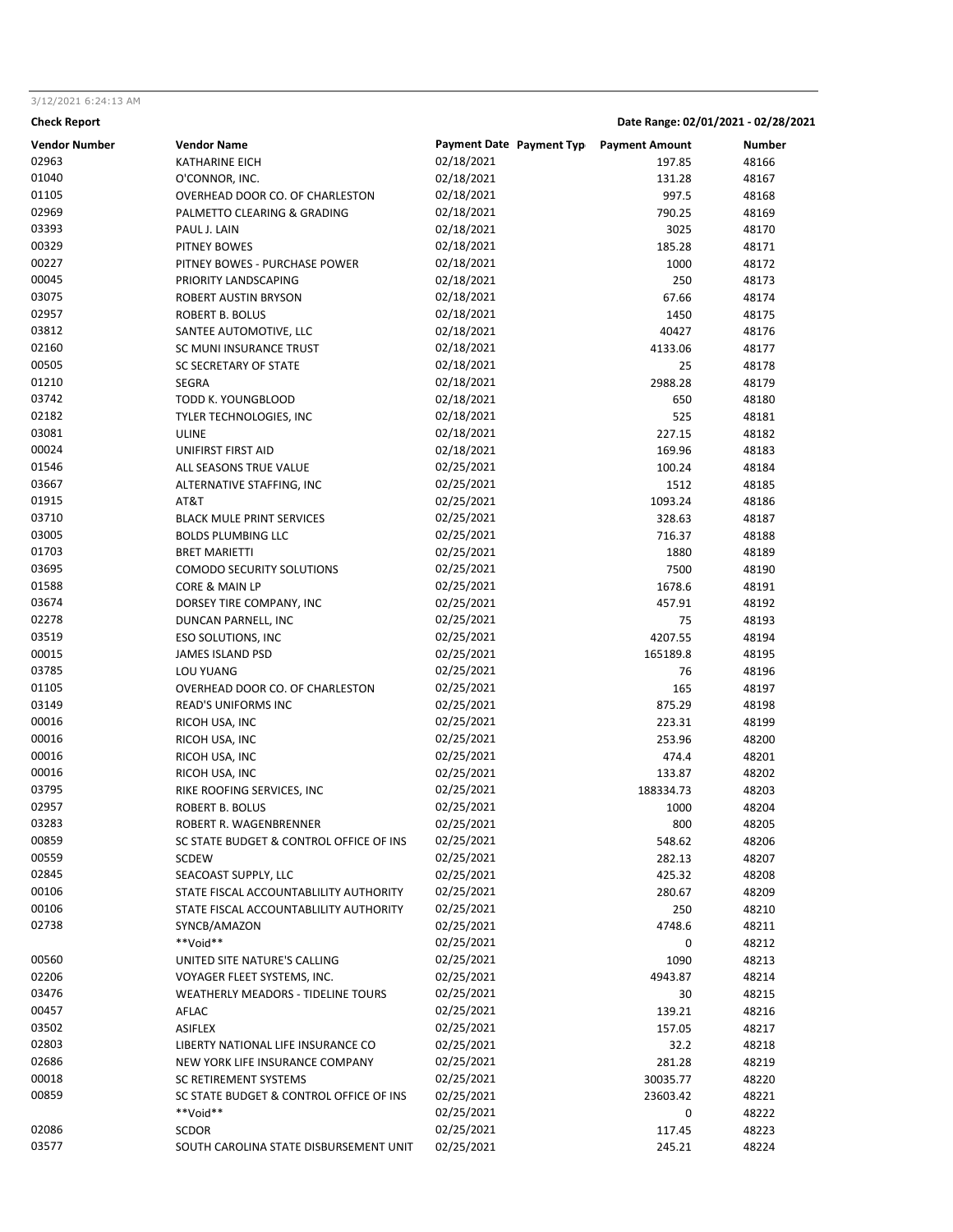3/12/2021 6:24:13 AM

**Check Report** **Date Range: 02/01/2021 - 02/28/2021**

| Vendor Number | Vendor Name | Payment Date | Payment Typ | Payment Amount | Number |
|---|---|---|---|---|---|
| 02963 | KATHARINE EICH | 02/18/2021 | | 197.85 | 48166 |
| 01040 | O'CONNOR, INC. | 02/18/2021 | | 131.28 | 48167 |
| 01105 | OVERHEAD DOOR CO. OF CHARLESTON | 02/18/2021 | | 997.5 | 48168 |
| 02969 | PALMETTO CLEARING & GRADING | 02/18/2021 | | 790.25 | 48169 |
| 03393 | PAUL J. LAIN | 02/18/2021 | | 3025 | 48170 |
| 00329 | PITNEY BOWES | 02/18/2021 | | 185.28 | 48171 |
| 00227 | PITNEY BOWES - PURCHASE POWER | 02/18/2021 | | 1000 | 48172 |
| 00045 | PRIORITY LANDSCAPING | 02/18/2021 | | 250 | 48173 |
| 03075 | ROBERT AUSTIN BRYSON | 02/18/2021 | | 67.66 | 48174 |
| 02957 | ROBERT B. BOLUS | 02/18/2021 | | 1450 | 48175 |
| 03812 | SANTEE AUTOMOTIVE, LLC | 02/18/2021 | | 40427 | 48176 |
| 02160 | SC MUNI INSURANCE TRUST | 02/18/2021 | | 4133.06 | 48177 |
| 00505 | SC SECRETARY OF STATE | 02/18/2021 | | 25 | 48178 |
| 01210 | SEGRA | 02/18/2021 | | 2988.28 | 48179 |
| 03742 | TODD K. YOUNGBLOOD | 02/18/2021 | | 650 | 48180 |
| 02182 | TYLER TECHNOLOGIES, INC | 02/18/2021 | | 525 | 48181 |
| 03081 | ULINE | 02/18/2021 | | 227.15 | 48182 |
| 00024 | UNIFIRST FIRST AID | 02/18/2021 | | 169.96 | 48183 |
| 01546 | ALL SEASONS TRUE VALUE | 02/25/2021 | | 100.24 | 48184 |
| 03667 | ALTERNATIVE STAFFING, INC | 02/25/2021 | | 1512 | 48185 |
| 01915 | AT&T | 02/25/2021 | | 1093.24 | 48186 |
| 03710 | BLACK MULE PRINT SERVICES | 02/25/2021 | | 328.63 | 48187 |
| 03005 | BOLDS PLUMBING LLC | 02/25/2021 | | 716.37 | 48188 |
| 01703 | BRET MARIETTI | 02/25/2021 | | 1880 | 48189 |
| 03695 | COMODO SECURITY SOLUTIONS | 02/25/2021 | | 7500 | 48190 |
| 01588 | CORE & MAIN LP | 02/25/2021 | | 1678.6 | 48191 |
| 03674 | DORSEY TIRE COMPANY, INC | 02/25/2021 | | 457.91 | 48192 |
| 02278 | DUNCAN PARNELL, INC | 02/25/2021 | | 75 | 48193 |
| 03519 | ESO SOLUTIONS, INC | 02/25/2021 | | 4207.55 | 48194 |
| 00015 | JAMES ISLAND PSD | 02/25/2021 | | 165189.8 | 48195 |
| 03785 | LOU YUANG | 02/25/2021 | | 76 | 48196 |
| 01105 | OVERHEAD DOOR CO. OF CHARLESTON | 02/25/2021 | | 165 | 48197 |
| 03149 | READ'S UNIFORMS INC | 02/25/2021 | | 875.29 | 48198 |
| 00016 | RICOH USA, INC | 02/25/2021 | | 223.31 | 48199 |
| 00016 | RICOH USA, INC | 02/25/2021 | | 253.96 | 48200 |
| 00016 | RICOH USA, INC | 02/25/2021 | | 474.4 | 48201 |
| 00016 | RICOH USA, INC | 02/25/2021 | | 133.87 | 48202 |
| 03795 | RIKE ROOFING SERVICES, INC | 02/25/2021 | | 188334.73 | 48203 |
| 02957 | ROBERT B. BOLUS | 02/25/2021 | | 1000 | 48204 |
| 03283 | ROBERT R. WAGENBRENNER | 02/25/2021 | | 800 | 48205 |
| 00859 | SC STATE BUDGET & CONTROL OFFICE OF INS | 02/25/2021 | | 548.62 | 48206 |
| 00559 | SCDEW | 02/25/2021 | | 282.13 | 48207 |
| 02845 | SEACOAST SUPPLY, LLC | 02/25/2021 | | 425.32 | 48208 |
| 00106 | STATE FISCAL ACCOUNTABLILITY AUTHORITY | 02/25/2021 | | 280.67 | 48209 |
| 00106 | STATE FISCAL ACCOUNTABLILITY AUTHORITY | 02/25/2021 | | 250 | 48210 |
| 02738 | SYNCB/AMAZON | 02/25/2021 | | 4748.6 | 48211 |
| | **Void** | 02/25/2021 | | 0 | 48212 |
| 00560 | UNITED SITE NATURE'S CALLING | 02/25/2021 | | 1090 | 48213 |
| 02206 | VOYAGER FLEET SYSTEMS, INC. | 02/25/2021 | | 4943.87 | 48214 |
| 03476 | WEATHERLY MEADORS - TIDELINE TOURS | 02/25/2021 | | 30 | 48215 |
| 00457 | AFLAC | 02/25/2021 | | 139.21 | 48216 |
| 03502 | ASIFLEX | 02/25/2021 | | 157.05 | 48217 |
| 02803 | LIBERTY NATIONAL LIFE INSURANCE CO | 02/25/2021 | | 32.2 | 48218 |
| 02686 | NEW YORK LIFE INSURANCE COMPANY | 02/25/2021 | | 281.28 | 48219 |
| 00018 | SC RETIREMENT SYSTEMS | 02/25/2021 | | 30035.77 | 48220 |
| 00859 | SC STATE BUDGET & CONTROL OFFICE OF INS | 02/25/2021 | | 23603.42 | 48221 |
| | **Void** | 02/25/2021 | | 0 | 48222 |
| 02086 | SCDOR | 02/25/2021 | | 117.45 | 48223 |
| 03577 | SOUTH CAROLINA STATE DISBURSEMENT UNIT | 02/25/2021 | | 245.21 | 48224 |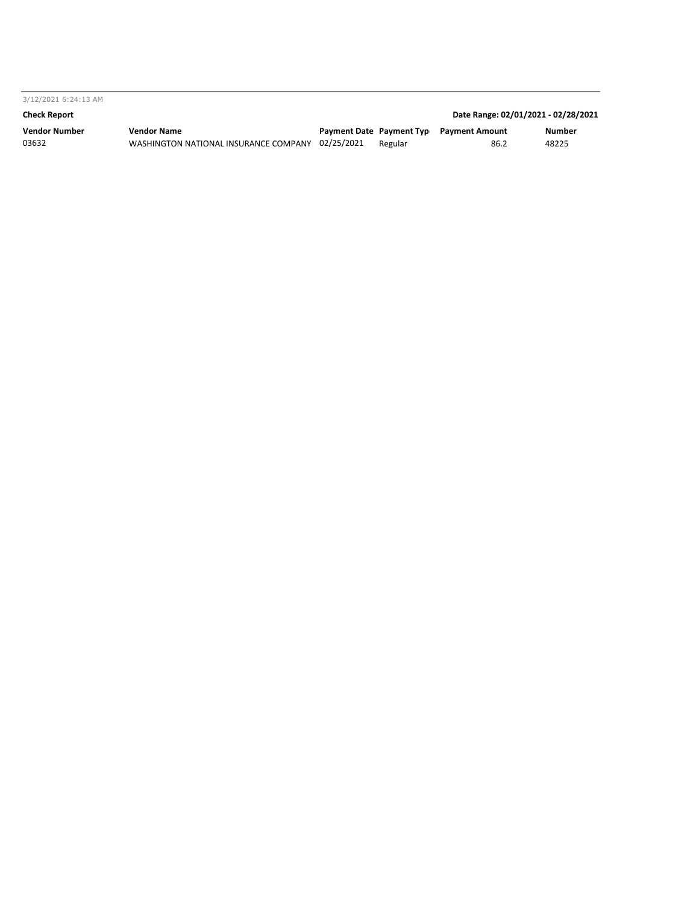3/12/2021 6:24:13 AM

**Check Report**

**Date Range: 02/01/2021 - 02/28/2021**

| Vendor Number | Vendor Name | Payment Date | Payment Typ | Payment Amount | Number |
|---|---|---|---|---|---|
| 03632 | WASHINGTON NATIONAL INSURANCE COMPANY | 02/25/2021 | Regular | 86.2 | 48225 |